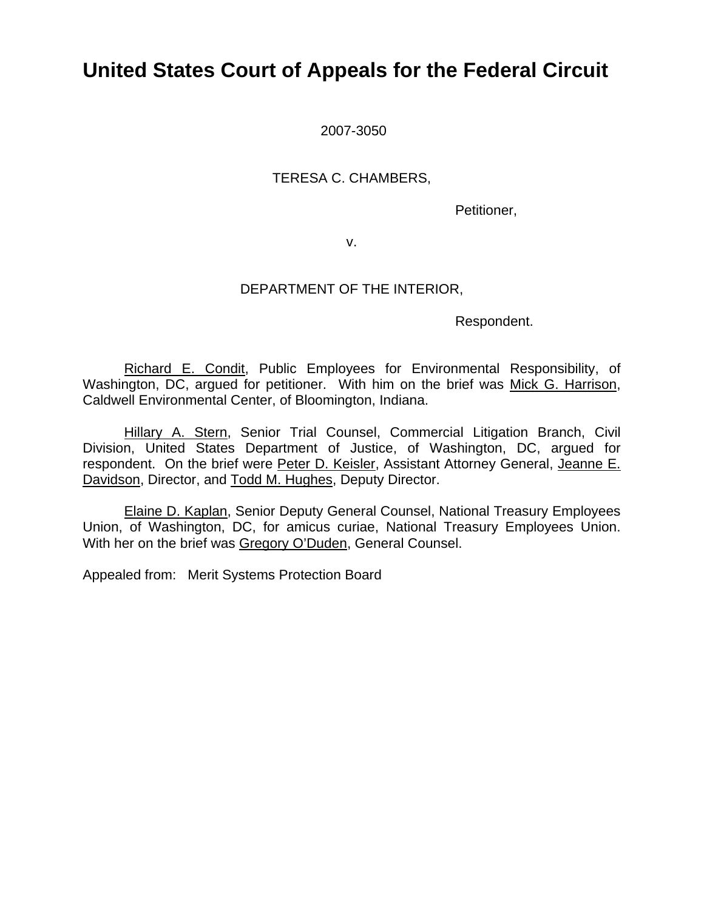# United States Court of Appeals for the Federal Circuit

2007-3050

TERESA C. CHAMBERS,

Petitioner,

v.

DEPARTMENT OF THE INTERIOR,

Respondent.

Richard E. Condit, Public Employees for Environmental Responsibility, of Washington, DC, argued for petitioner. With him on the brief was Mick G. Harrison, Caldwell Environmental Center, of Bloomington, Indiana.

Hillary A. Stern, Senior Trial Counsel, Commercial Litigation Branch, Civil Division, United States Department of Justice, of Washington, DC, argued for respondent. On the brief were Peter D. Keisler, Assistant Attorney General, Jeanne E. Davidson, Director, and Todd M. Hughes, Deputy Director.

Elaine D. Kaplan, Senior Deputy General Counsel, National Treasury Employees Union, of Washington, DC, for amicus curiae, National Treasury Employees Union. With her on the brief was Gregory O'Duden, General Counsel.

Appealed from: Merit Systems Protection Board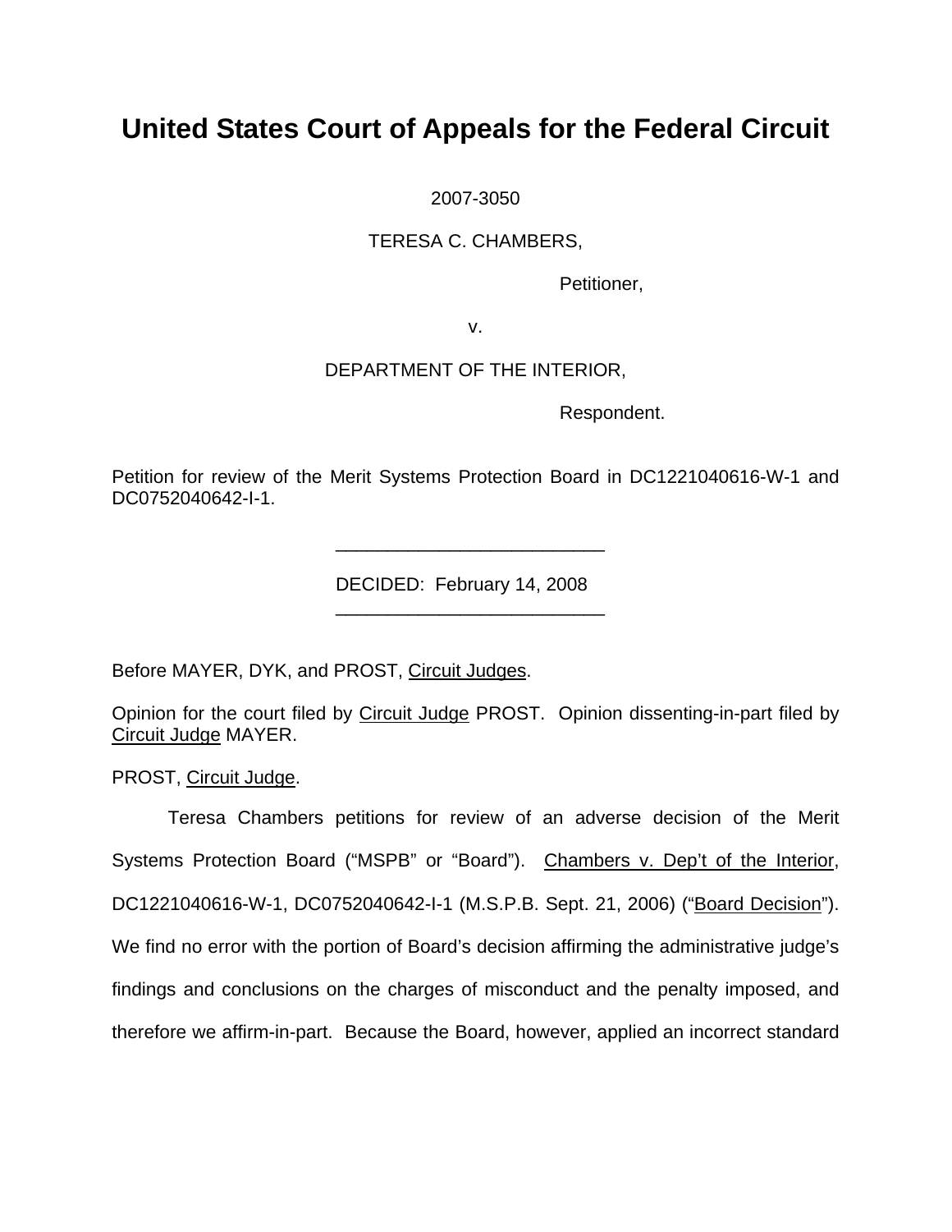# United States Court of Appeals for the Federal Circuit

2007-3050

TERESA C. CHAMBERS,

Petitioner,

v.

DEPARTMENT OF THE INTERIOR,

Respondent.

Petition for review of the Merit Systems Protection Board in DC1221040616-W-1 and DC0752040642-I-1.

---

DECIDED: February 14, 2008

---

Before MAYER, DYK, and PROST, Circuit Judges.

Opinion for the court filed by Circuit Judge PROST. Opinion dissenting-in-part filed by Circuit Judge MAYER.

PROST, Circuit Judge.

Teresa Chambers petitions for review of an adverse decision of the Merit Systems Protection Board ("MSPB" or "Board"). Chambers v. Dep't of the Interior, DC1221040616-W-1, DC0752040642-I-1 (M.S.P.B. Sept. 21, 2006) ("Board Decision"). We find no error with the portion of Board's decision affirming the administrative judge's findings and conclusions on the charges of misconduct and the penalty imposed, and therefore we affirm-in-part. Because the Board, however, applied an incorrect standard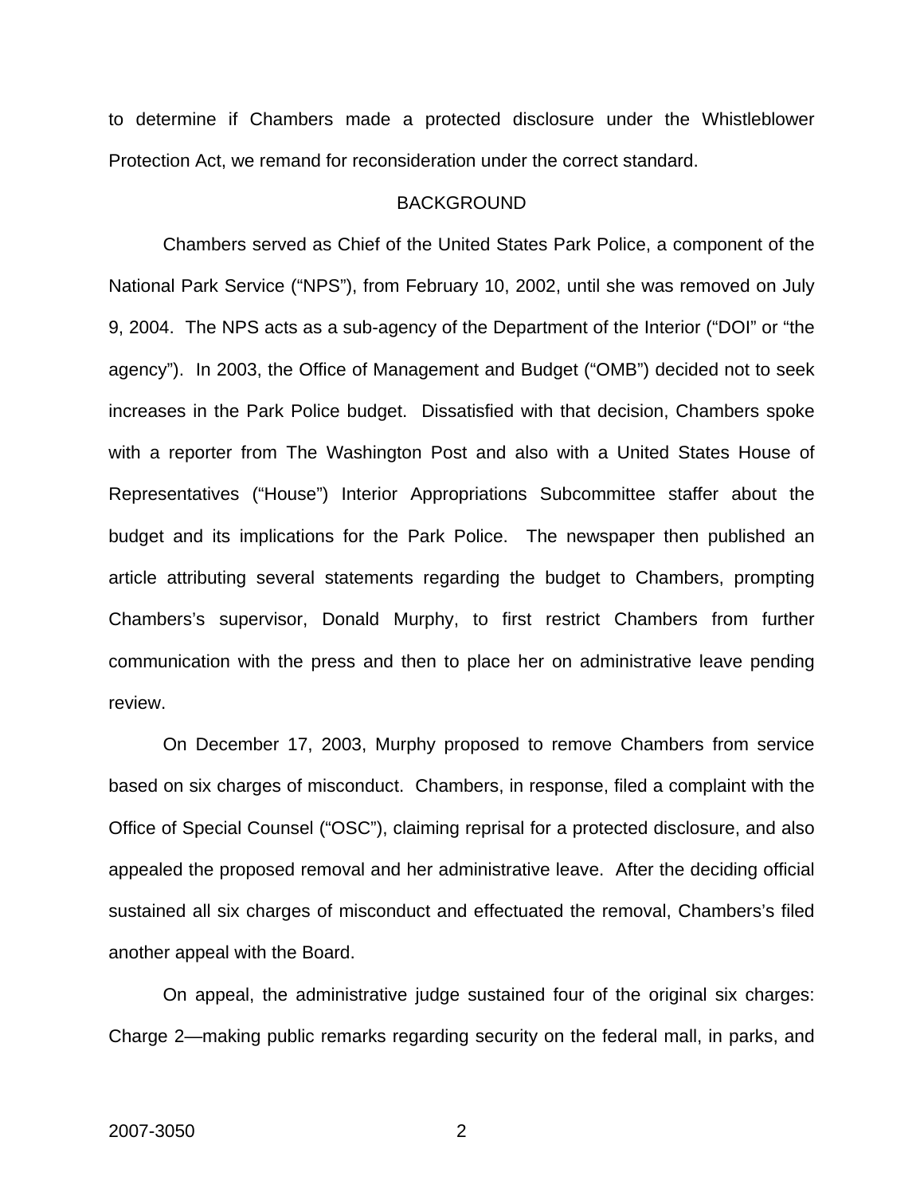to determine if Chambers made a protected disclosure under the Whistleblower Protection Act, we remand for reconsideration under the correct standard.

## BACKGROUND

Chambers served as Chief of the United States Park Police, a component of the National Park Service ("NPS"), from February 10, 2002, until she was removed on July 9, 2004. The NPS acts as a sub-agency of the Department of the Interior ("DOI" or "the agency"). In 2003, the Office of Management and Budget ("OMB") decided not to seek increases in the Park Police budget. Dissatisfied with that decision, Chambers spoke with a reporter from The Washington Post and also with a United States House of Representatives ("House") Interior Appropriations Subcommittee staffer about the budget and its implications for the Park Police. The newspaper then published an article attributing several statements regarding the budget to Chambers, prompting Chambers's supervisor, Donald Murphy, to first restrict Chambers from further communication with the press and then to place her on administrative leave pending review.

On December 17, 2003, Murphy proposed to remove Chambers from service based on six charges of misconduct. Chambers, in response, filed a complaint with the Office of Special Counsel ("OSC"), claiming reprisal for a protected disclosure, and also appealed the proposed removal and her administrative leave. After the deciding official sustained all six charges of misconduct and effectuated the removal, Chambers's filed another appeal with the Board.

On appeal, the administrative judge sustained four of the original six charges: Charge 2—making public remarks regarding security on the federal mall, in parks, and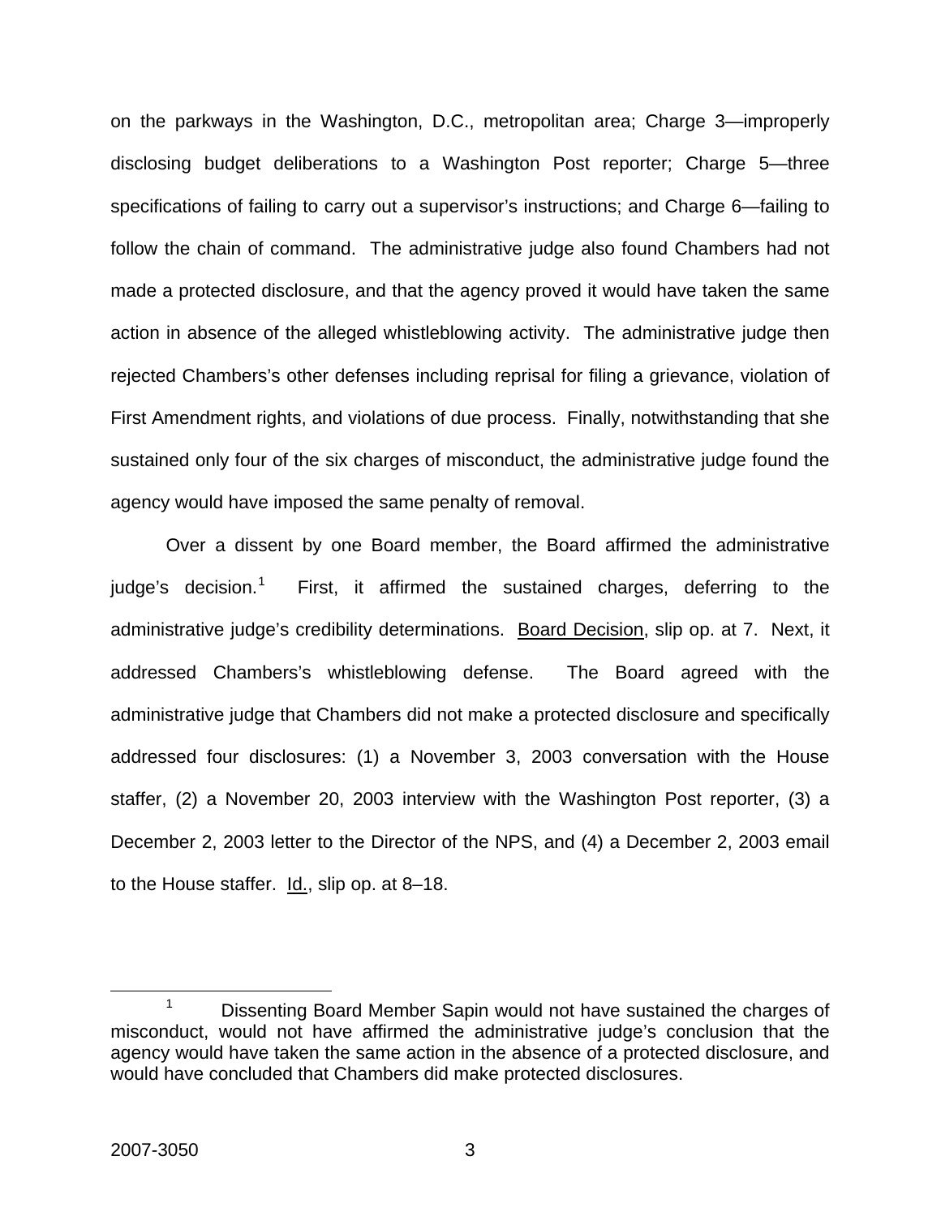on the parkways in the Washington, D.C., metropolitan area; Charge 3—improperly disclosing budget deliberations to a Washington Post reporter; Charge 5—three specifications of failing to carry out a supervisor's instructions; and Charge 6—failing to follow the chain of command. The administrative judge also found Chambers had not made a protected disclosure, and that the agency proved it would have taken the same action in absence of the alleged whistleblowing activity. The administrative judge then rejected Chambers's other defenses including reprisal for filing a grievance, violation of First Amendment rights, and violations of due process. Finally, notwithstanding that she sustained only four of the six charges of misconduct, the administrative judge found the agency would have imposed the same penalty of removal.

Over a dissent by one Board member, the Board affirmed the administrative judge's decision.[1] First, it affirmed the sustained charges, deferring to the administrative judge's credibility determinations. Board Decision, slip op. at 7. Next, it addressed Chambers's whistleblowing defense. The Board agreed with the administrative judge that Chambers did not make a protected disclosure and specifically addressed four disclosures: (1) a November 3, 2003 conversation with the House staffer, (2) a November 20, 2003 interview with the Washington Post reporter, (3) a December 2, 2003 letter to the Director of the NPS, and (4) a December 2, 2003 email to the House staffer. Id., slip op. at 8–18.

[1] Dissenting Board Member Sapin would not have sustained the charges of misconduct, would not have affirmed the administrative judge's conclusion that the agency would have taken the same action in the absence of a protected disclosure, and would have concluded that Chambers did make protected disclosures.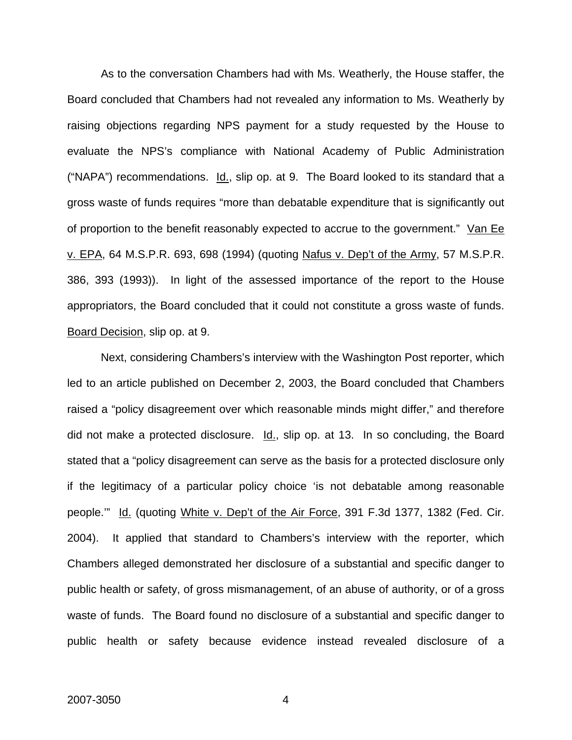As to the conversation Chambers had with Ms. Weatherly, the House staffer, the Board concluded that Chambers had not revealed any information to Ms. Weatherly by raising objections regarding NPS payment for a study requested by the House to evaluate the NPS's compliance with National Academy of Public Administration ("NAPA") recommendations. Id., slip op. at 9. The Board looked to its standard that a gross waste of funds requires "more than debatable expenditure that is significantly out of proportion to the benefit reasonably expected to accrue to the government." Van Ee v. EPA, 64 M.S.P.R. 693, 698 (1994) (quoting Nafus v. Dep't of the Army, 57 M.S.P.R. 386, 393 (1993)). In light of the assessed importance of the report to the House appropriators, the Board concluded that it could not constitute a gross waste of funds. Board Decision, slip op. at 9.

Next, considering Chambers's interview with the Washington Post reporter, which led to an article published on December 2, 2003, the Board concluded that Chambers raised a "policy disagreement over which reasonable minds might differ," and therefore did not make a protected disclosure. Id., slip op. at 13. In so concluding, the Board stated that a "policy disagreement can serve as the basis for a protected disclosure only if the legitimacy of a particular policy choice 'is not debatable among reasonable people.'" Id. (quoting White v. Dep't of the Air Force, 391 F.3d 1377, 1382 (Fed. Cir. 2004). It applied that standard to Chambers's interview with the reporter, which Chambers alleged demonstrated her disclosure of a substantial and specific danger to public health or safety, of gross mismanagement, of an abuse of authority, or of a gross waste of funds. The Board found no disclosure of a substantial and specific danger to public health or safety because evidence instead revealed disclosure of a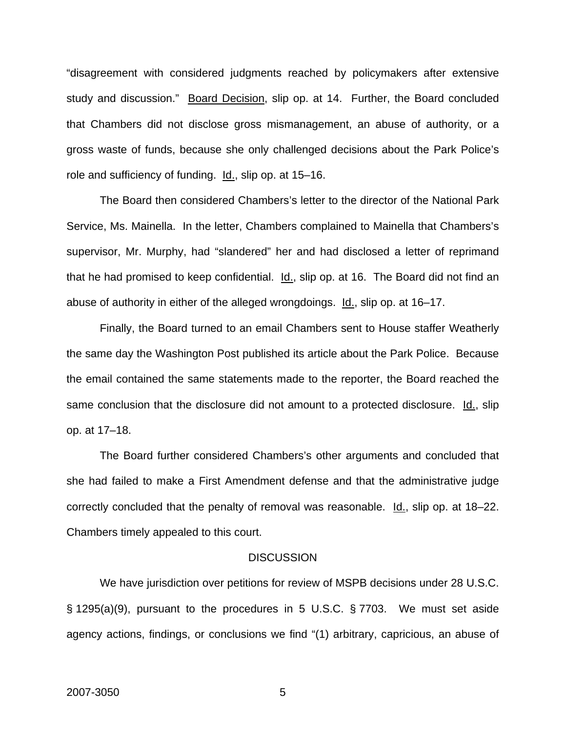"disagreement with considered judgments reached by policymakers after extensive study and discussion." Board Decision, slip op. at 14. Further, the Board concluded that Chambers did not disclose gross mismanagement, an abuse of authority, or a gross waste of funds, because she only challenged decisions about the Park Police's role and sufficiency of funding. Id., slip op. at 15–16.

The Board then considered Chambers's letter to the director of the National Park Service, Ms. Mainella. In the letter, Chambers complained to Mainella that Chambers's supervisor, Mr. Murphy, had "slandered" her and had disclosed a letter of reprimand that he had promised to keep confidential. Id., slip op. at 16. The Board did not find an abuse of authority in either of the alleged wrongdoings. Id., slip op. at 16–17.

Finally, the Board turned to an email Chambers sent to House staffer Weatherly the same day the Washington Post published its article about the Park Police. Because the email contained the same statements made to the reporter, the Board reached the same conclusion that the disclosure did not amount to a protected disclosure. Id., slip op. at 17–18.

The Board further considered Chambers's other arguments and concluded that she had failed to make a First Amendment defense and that the administrative judge correctly concluded that the penalty of removal was reasonable. Id., slip op. at 18–22. Chambers timely appealed to this court.

## DISCUSSION

We have jurisdiction over petitions for review of MSPB decisions under 28 U.S.C. § 1295(a)(9), pursuant to the procedures in 5 U.S.C. § 7703. We must set aside agency actions, findings, or conclusions we find "(1) arbitrary, capricious, an abuse of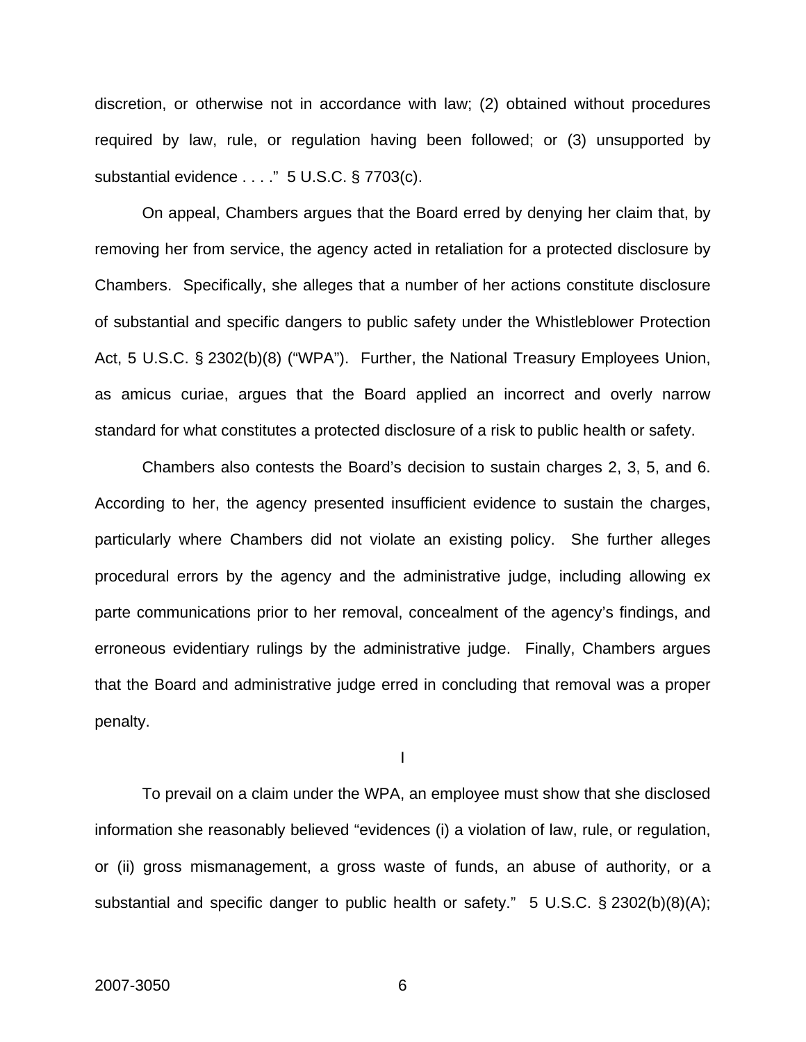discretion, or otherwise not in accordance with law; (2) obtained without procedures required by law, rule, or regulation having been followed; or (3) unsupported by substantial evidence . . . ." 5 U.S.C. § 7703(c).

On appeal, Chambers argues that the Board erred by denying her claim that, by removing her from service, the agency acted in retaliation for a protected disclosure by Chambers. Specifically, she alleges that a number of her actions constitute disclosure of substantial and specific dangers to public safety under the Whistleblower Protection Act, 5 U.S.C. § 2302(b)(8) ("WPA"). Further, the National Treasury Employees Union, as amicus curiae, argues that the Board applied an incorrect and overly narrow standard for what constitutes a protected disclosure of a risk to public health or safety.

Chambers also contests the Board's decision to sustain charges 2, 3, 5, and 6. According to her, the agency presented insufficient evidence to sustain the charges, particularly where Chambers did not violate an existing policy. She further alleges procedural errors by the agency and the administrative judge, including allowing ex parte communications prior to her removal, concealment of the agency's findings, and erroneous evidentiary rulings by the administrative judge. Finally, Chambers argues that the Board and administrative judge erred in concluding that removal was a proper penalty.

## I

To prevail on a claim under the WPA, an employee must show that she disclosed information she reasonably believed "evidences (i) a violation of law, rule, or regulation, or (ii) gross mismanagement, a gross waste of funds, an abuse of authority, or a substantial and specific danger to public health or safety." 5 U.S.C. § 2302(b)(8)(A);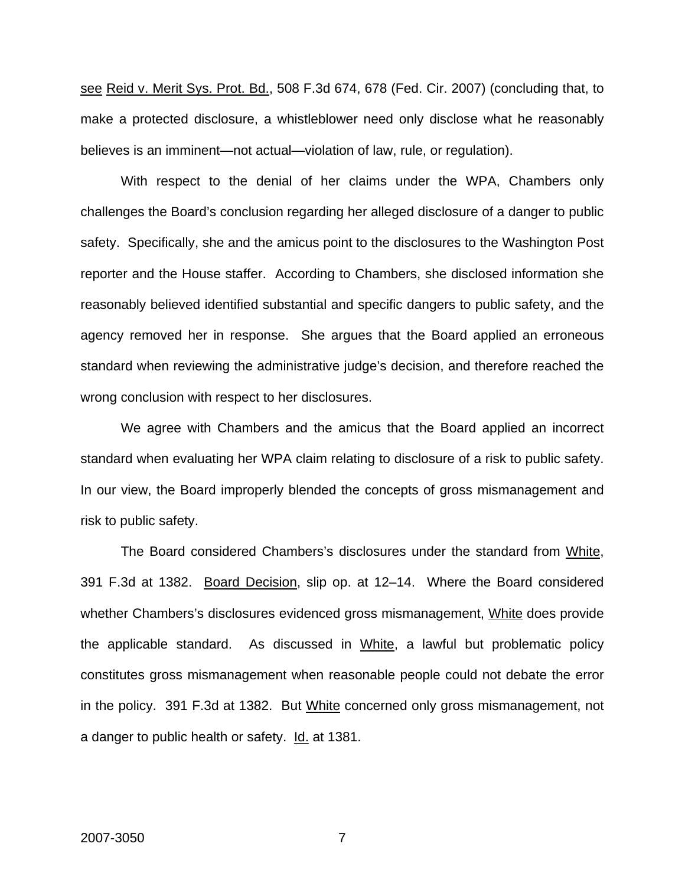see Reid v. Merit Sys. Prot. Bd., 508 F.3d 674, 678 (Fed. Cir. 2007) (concluding that, to make a protected disclosure, a whistleblower need only disclose what he reasonably believes is an imminent—not actual—violation of law, rule, or regulation).

With respect to the denial of her claims under the WPA, Chambers only challenges the Board's conclusion regarding her alleged disclosure of a danger to public safety. Specifically, she and the amicus point to the disclosures to the Washington Post reporter and the House staffer. According to Chambers, she disclosed information she reasonably believed identified substantial and specific dangers to public safety, and the agency removed her in response. She argues that the Board applied an erroneous standard when reviewing the administrative judge's decision, and therefore reached the wrong conclusion with respect to her disclosures.

We agree with Chambers and the amicus that the Board applied an incorrect standard when evaluating her WPA claim relating to disclosure of a risk to public safety. In our view, the Board improperly blended the concepts of gross mismanagement and risk to public safety.

The Board considered Chambers's disclosures under the standard from White, 391 F.3d at 1382. Board Decision, slip op. at 12–14. Where the Board considered whether Chambers's disclosures evidenced gross mismanagement, White does provide the applicable standard. As discussed in White, a lawful but problematic policy constitutes gross mismanagement when reasonable people could not debate the error in the policy. 391 F.3d at 1382. But White concerned only gross mismanagement, not a danger to public health or safety. Id. at 1381.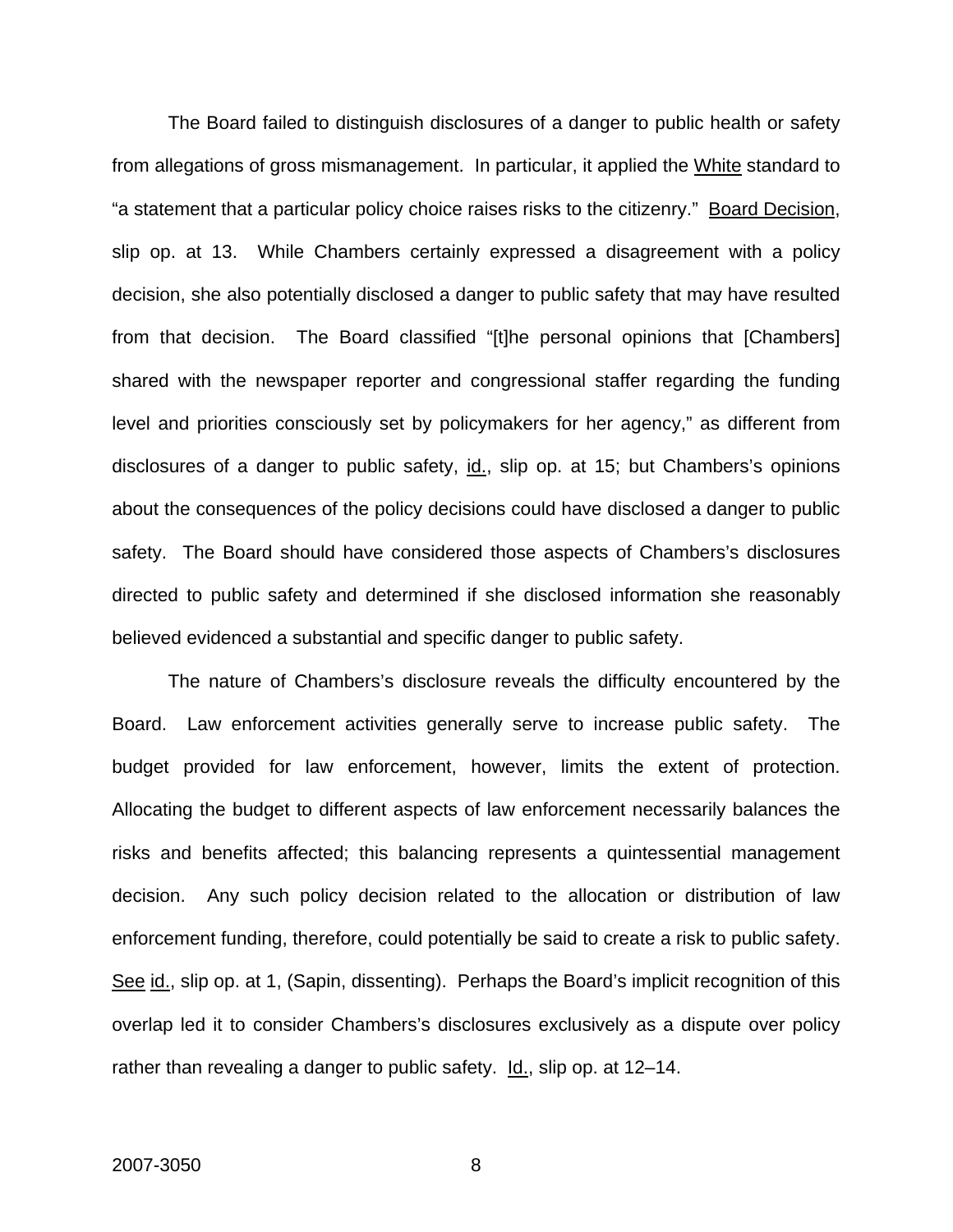The Board failed to distinguish disclosures of a danger to public health or safety from allegations of gross mismanagement. In particular, it applied the White standard to "a statement that a particular policy choice raises risks to the citizenry." Board Decision, slip op. at 13. While Chambers certainly expressed a disagreement with a policy decision, she also potentially disclosed a danger to public safety that may have resulted from that decision. The Board classified "[t]he personal opinions that [Chambers] shared with the newspaper reporter and congressional staffer regarding the funding level and priorities consciously set by policymakers for her agency," as different from disclosures of a danger to public safety, id., slip op. at 15; but Chambers's opinions about the consequences of the policy decisions could have disclosed a danger to public safety. The Board should have considered those aspects of Chambers's disclosures directed to public safety and determined if she disclosed information she reasonably believed evidenced a substantial and specific danger to public safety.

The nature of Chambers's disclosure reveals the difficulty encountered by the Board. Law enforcement activities generally serve to increase public safety. The budget provided for law enforcement, however, limits the extent of protection. Allocating the budget to different aspects of law enforcement necessarily balances the risks and benefits affected; this balancing represents a quintessential management decision. Any such policy decision related to the allocation or distribution of law enforcement funding, therefore, could potentially be said to create a risk to public safety. See id., slip op. at 1, (Sapin, dissenting). Perhaps the Board's implicit recognition of this overlap led it to consider Chambers's disclosures exclusively as a dispute over policy rather than revealing a danger to public safety. Id., slip op. at 12–14.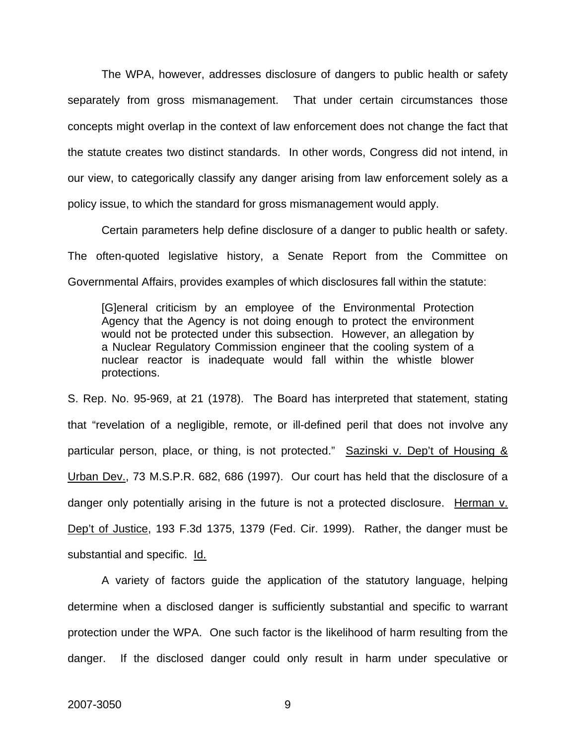The WPA, however, addresses disclosure of dangers to public health or safety separately from gross mismanagement. That under certain circumstances those concepts might overlap in the context of law enforcement does not change the fact that the statute creates two distinct standards. In other words, Congress did not intend, in our view, to categorically classify any danger arising from law enforcement solely as a policy issue, to which the standard for gross mismanagement would apply.

Certain parameters help define disclosure of a danger to public health or safety. The often-quoted legislative history, a Senate Report from the Committee on Governmental Affairs, provides examples of which disclosures fall within the statute:

> [G]eneral criticism by an employee of the Environmental Protection Agency that the Agency is not doing enough to protect the environment would not be protected under this subsection. However, an allegation by a Nuclear Regulatory Commission engineer that the cooling system of a nuclear reactor is inadequate would fall within the whistle blower protections.

S. Rep. No. 95-969, at 21 (1978). The Board has interpreted that statement, stating that "revelation of a negligible, remote, or ill-defined peril that does not involve any particular person, place, or thing, is not protected." Sazinski v. Dep't of Housing & Urban Dev., 73 M.S.P.R. 682, 686 (1997). Our court has held that the disclosure of a danger only potentially arising in the future is not a protected disclosure. Herman v. Dep't of Justice, 193 F.3d 1375, 1379 (Fed. Cir. 1999). Rather, the danger must be substantial and specific. Id.

A variety of factors guide the application of the statutory language, helping determine when a disclosed danger is sufficiently substantial and specific to warrant protection under the WPA. One such factor is the likelihood of harm resulting from the danger. If the disclosed danger could only result in harm under speculative or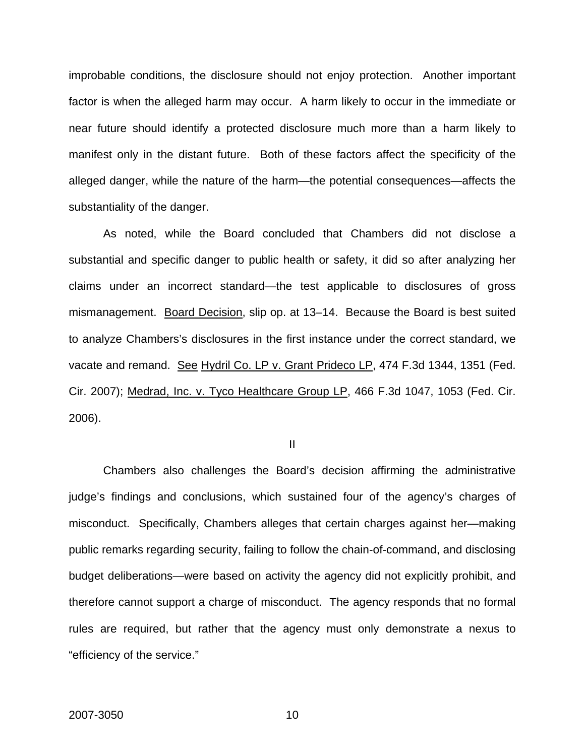improbable conditions, the disclosure should not enjoy protection. Another important factor is when the alleged harm may occur. A harm likely to occur in the immediate or near future should identify a protected disclosure much more than a harm likely to manifest only in the distant future. Both of these factors affect the specificity of the alleged danger, while the nature of the harm—the potential consequences—affects the substantiality of the danger.

As noted, while the Board concluded that Chambers did not disclose a substantial and specific danger to public health or safety, it did so after analyzing her claims under an incorrect standard—the test applicable to disclosures of gross mismanagement. Board Decision, slip op. at 13–14. Because the Board is best suited to analyze Chambers's disclosures in the first instance under the correct standard, we vacate and remand. See Hydril Co. LP v. Grant Prideco LP, 474 F.3d 1344, 1351 (Fed. Cir. 2007); Medrad, Inc. v. Tyco Healthcare Group LP, 466 F.3d 1047, 1053 (Fed. Cir. 2006).

## II

Chambers also challenges the Board's decision affirming the administrative judge's findings and conclusions, which sustained four of the agency's charges of misconduct. Specifically, Chambers alleges that certain charges against her—making public remarks regarding security, failing to follow the chain-of-command, and disclosing budget deliberations—were based on activity the agency did not explicitly prohibit, and therefore cannot support a charge of misconduct. The agency responds that no formal rules are required, but rather that the agency must only demonstrate a nexus to "efficiency of the service."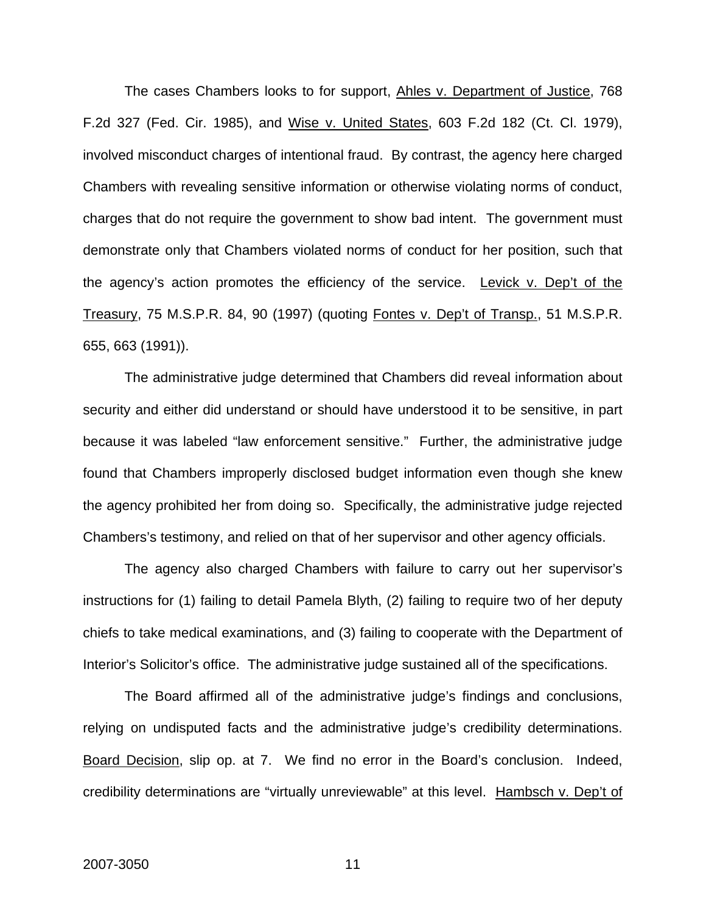The cases Chambers looks to for support, Ahles v. Department of Justice, 768 F.2d 327 (Fed. Cir. 1985), and Wise v. United States, 603 F.2d 182 (Ct. Cl. 1979), involved misconduct charges of intentional fraud. By contrast, the agency here charged Chambers with revealing sensitive information or otherwise violating norms of conduct, charges that do not require the government to show bad intent. The government must demonstrate only that Chambers violated norms of conduct for her position, such that the agency's action promotes the efficiency of the service. Levick v. Dep't of the Treasury, 75 M.S.P.R. 84, 90 (1997) (quoting Fontes v. Dep't of Transp., 51 M.S.P.R. 655, 663 (1991)).

The administrative judge determined that Chambers did reveal information about security and either did understand or should have understood it to be sensitive, in part because it was labeled "law enforcement sensitive." Further, the administrative judge found that Chambers improperly disclosed budget information even though she knew the agency prohibited her from doing so. Specifically, the administrative judge rejected Chambers's testimony, and relied on that of her supervisor and other agency officials.

The agency also charged Chambers with failure to carry out her supervisor's instructions for (1) failing to detail Pamela Blyth, (2) failing to require two of her deputy chiefs to take medical examinations, and (3) failing to cooperate with the Department of Interior's Solicitor's office. The administrative judge sustained all of the specifications.

The Board affirmed all of the administrative judge's findings and conclusions, relying on undisputed facts and the administrative judge's credibility determinations. Board Decision, slip op. at 7. We find no error in the Board's conclusion. Indeed, credibility determinations are "virtually unreviewable" at this level. Hambsch v. Dep't of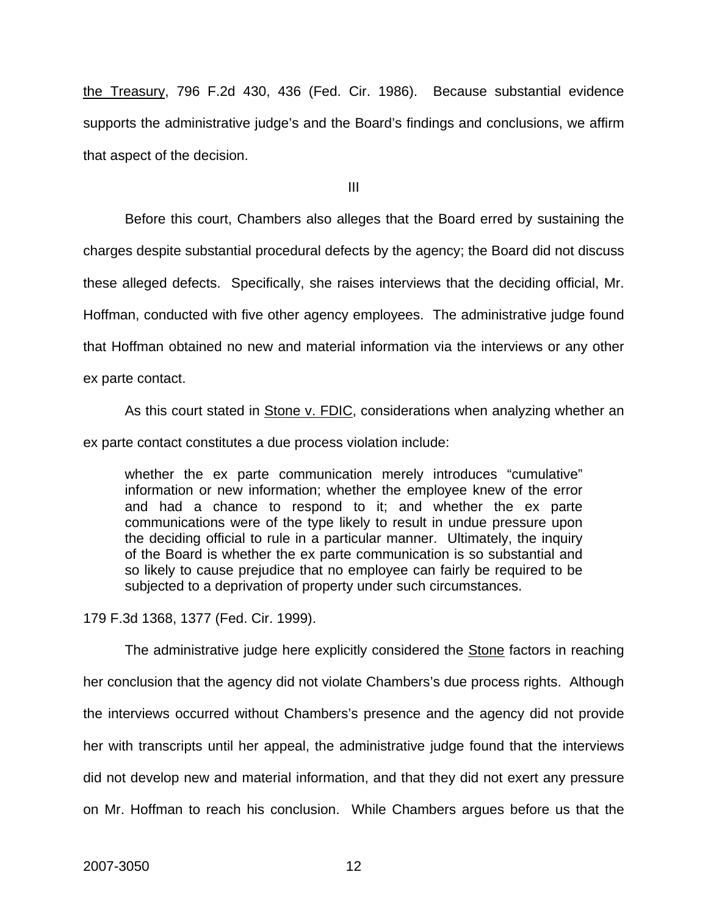the Treasury, 796 F.2d 430, 436 (Fed. Cir. 1986). Because substantial evidence supports the administrative judge's and the Board's findings and conclusions, we affirm that aspect of the decision.

III

Before this court, Chambers also alleges that the Board erred by sustaining the charges despite substantial procedural defects by the agency; the Board did not discuss these alleged defects. Specifically, she raises interviews that the deciding official, Mr. Hoffman, conducted with five other agency employees. The administrative judge found that Hoffman obtained no new and material information via the interviews or any other ex parte contact.

As this court stated in Stone v. FDIC, considerations when analyzing whether an ex parte contact constitutes a due process violation include:

> whether the ex parte communication merely introduces "cumulative" information or new information; whether the employee knew of the error and had a chance to respond to it; and whether the ex parte communications were of the type likely to result in undue pressure upon the deciding official to rule in a particular manner. Ultimately, the inquiry of the Board is whether the ex parte communication is so substantial and so likely to cause prejudice that no employee can fairly be required to be subjected to a deprivation of property under such circumstances.

179 F.3d 1368, 1377 (Fed. Cir. 1999).

The administrative judge here explicitly considered the Stone factors in reaching her conclusion that the agency did not violate Chambers's due process rights. Although the interviews occurred without Chambers's presence and the agency did not provide her with transcripts until her appeal, the administrative judge found that the interviews did not develop new and material information, and that they did not exert any pressure on Mr. Hoffman to reach his conclusion. While Chambers argues before us that the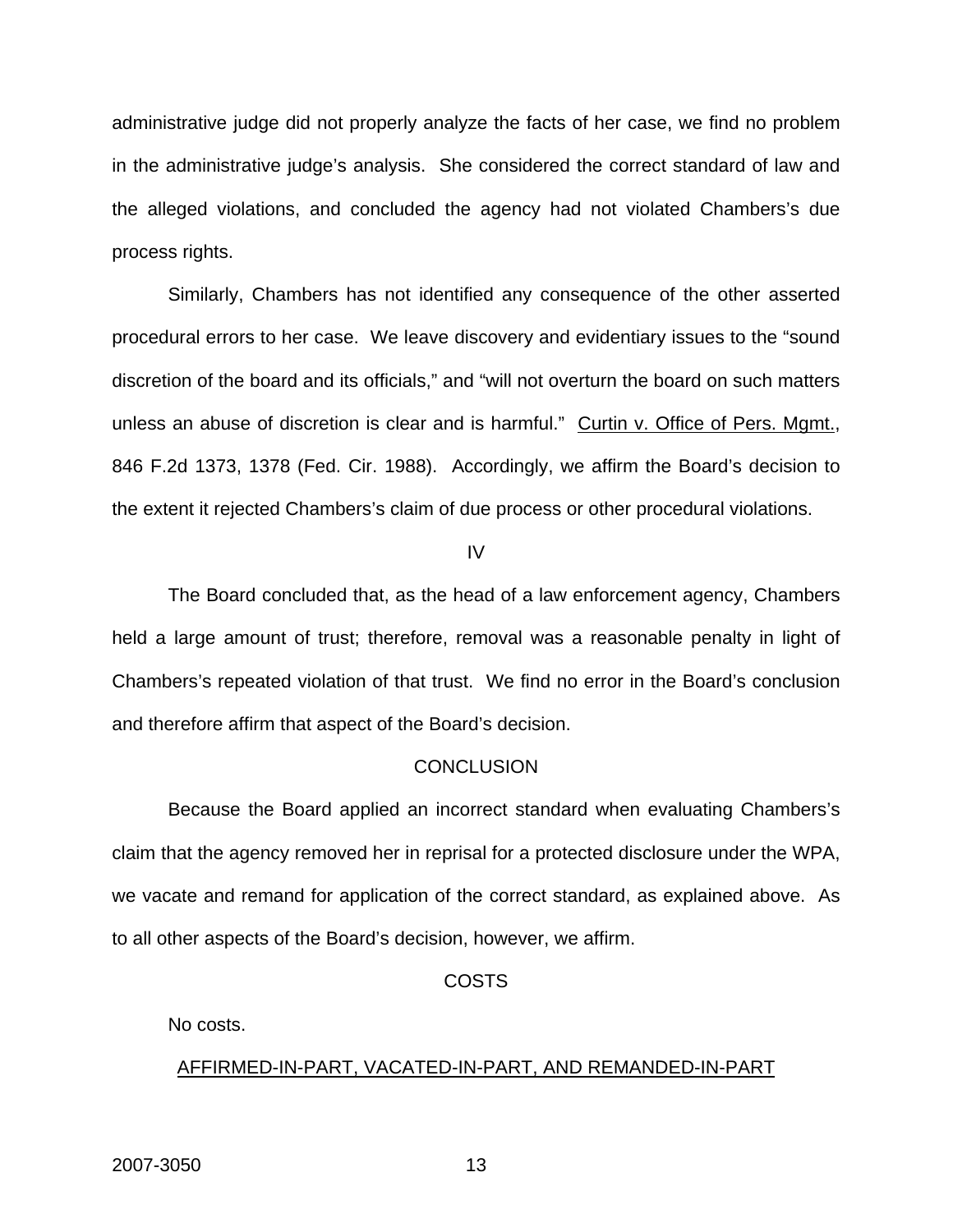administrative judge did not properly analyze the facts of her case, we find no problem in the administrative judge's analysis. She considered the correct standard of law and the alleged violations, and concluded the agency had not violated Chambers's due process rights.

Similarly, Chambers has not identified any consequence of the other asserted procedural errors to her case. We leave discovery and evidentiary issues to the "sound discretion of the board and its officials," and "will not overturn the board on such matters unless an abuse of discretion is clear and is harmful." Curtin v. Office of Pers. Mgmt., 846 F.2d 1373, 1378 (Fed. Cir. 1988). Accordingly, we affirm the Board's decision to the extent it rejected Chambers's claim of due process or other procedural violations.

## IV

The Board concluded that, as the head of a law enforcement agency, Chambers held a large amount of trust; therefore, removal was a reasonable penalty in light of Chambers's repeated violation of that trust. We find no error in the Board's conclusion and therefore affirm that aspect of the Board's decision.

## CONCLUSION

Because the Board applied an incorrect standard when evaluating Chambers's claim that the agency removed her in reprisal for a protected disclosure under the WPA, we vacate and remand for application of the correct standard, as explained above. As to all other aspects of the Board's decision, however, we affirm.

## COSTS

No costs.

AFFIRMED-IN-PART, VACATED-IN-PART, AND REMANDED-IN-PART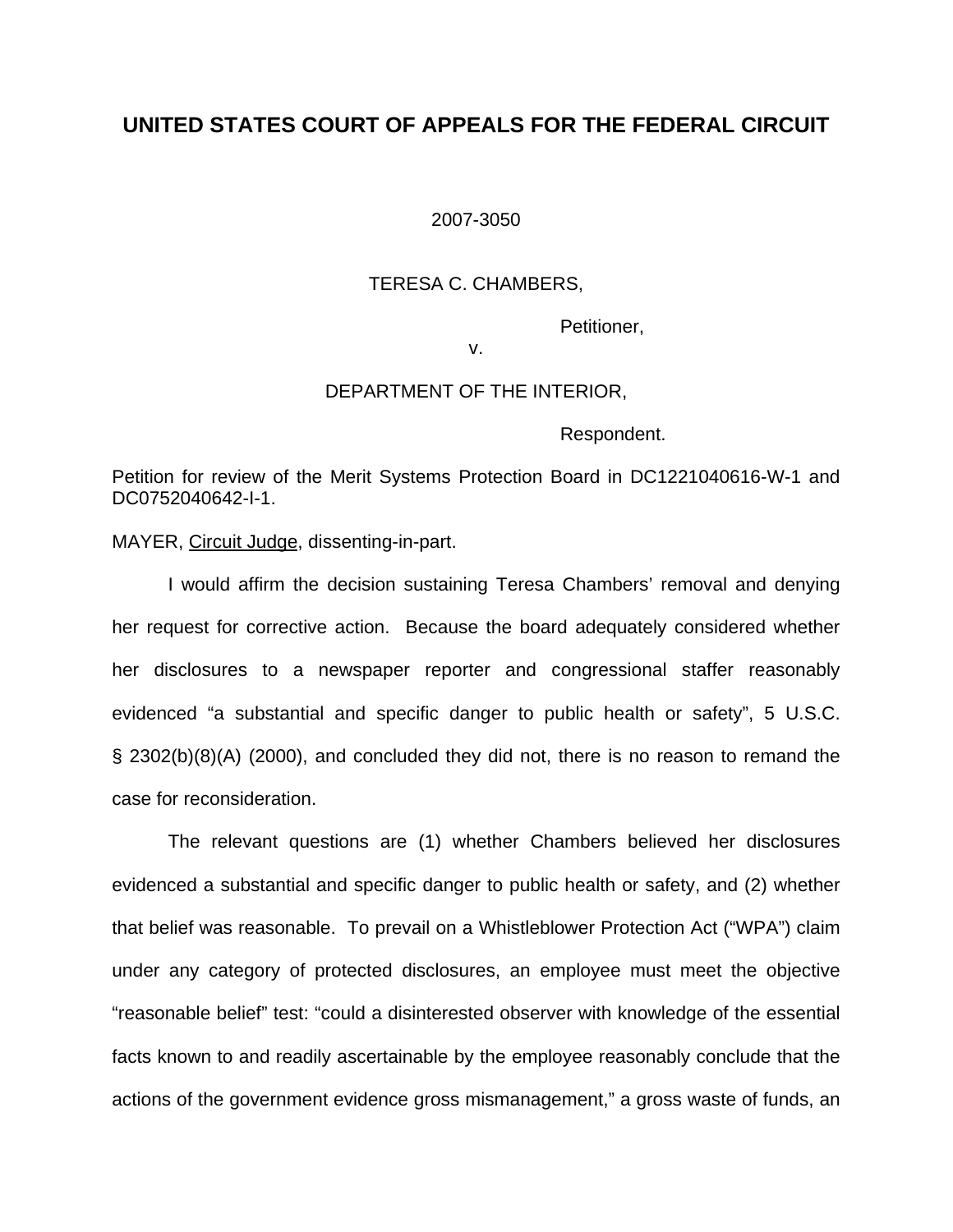# UNITED STATES COURT OF APPEALS FOR THE FEDERAL CIRCUIT

2007-3050

TERESA C. CHAMBERS,

Petitioner,

v.

DEPARTMENT OF THE INTERIOR,

Respondent.

Petition for review of the Merit Systems Protection Board in DC1221040616-W-1 and DC0752040642-I-1.

MAYER, Circuit Judge, dissenting-in-part.

I would affirm the decision sustaining Teresa Chambers' removal and denying her request for corrective action. Because the board adequately considered whether her disclosures to a newspaper reporter and congressional staffer reasonably evidenced "a substantial and specific danger to public health or safety", 5 U.S.C. § 2302(b)(8)(A) (2000), and concluded they did not, there is no reason to remand the case for reconsideration.

The relevant questions are (1) whether Chambers believed her disclosures evidenced a substantial and specific danger to public health or safety, and (2) whether that belief was reasonable. To prevail on a Whistleblower Protection Act ("WPA") claim under any category of protected disclosures, an employee must meet the objective "reasonable belief" test: "could a disinterested observer with knowledge of the essential facts known to and readily ascertainable by the employee reasonably conclude that the actions of the government evidence gross mismanagement," a gross waste of funds, an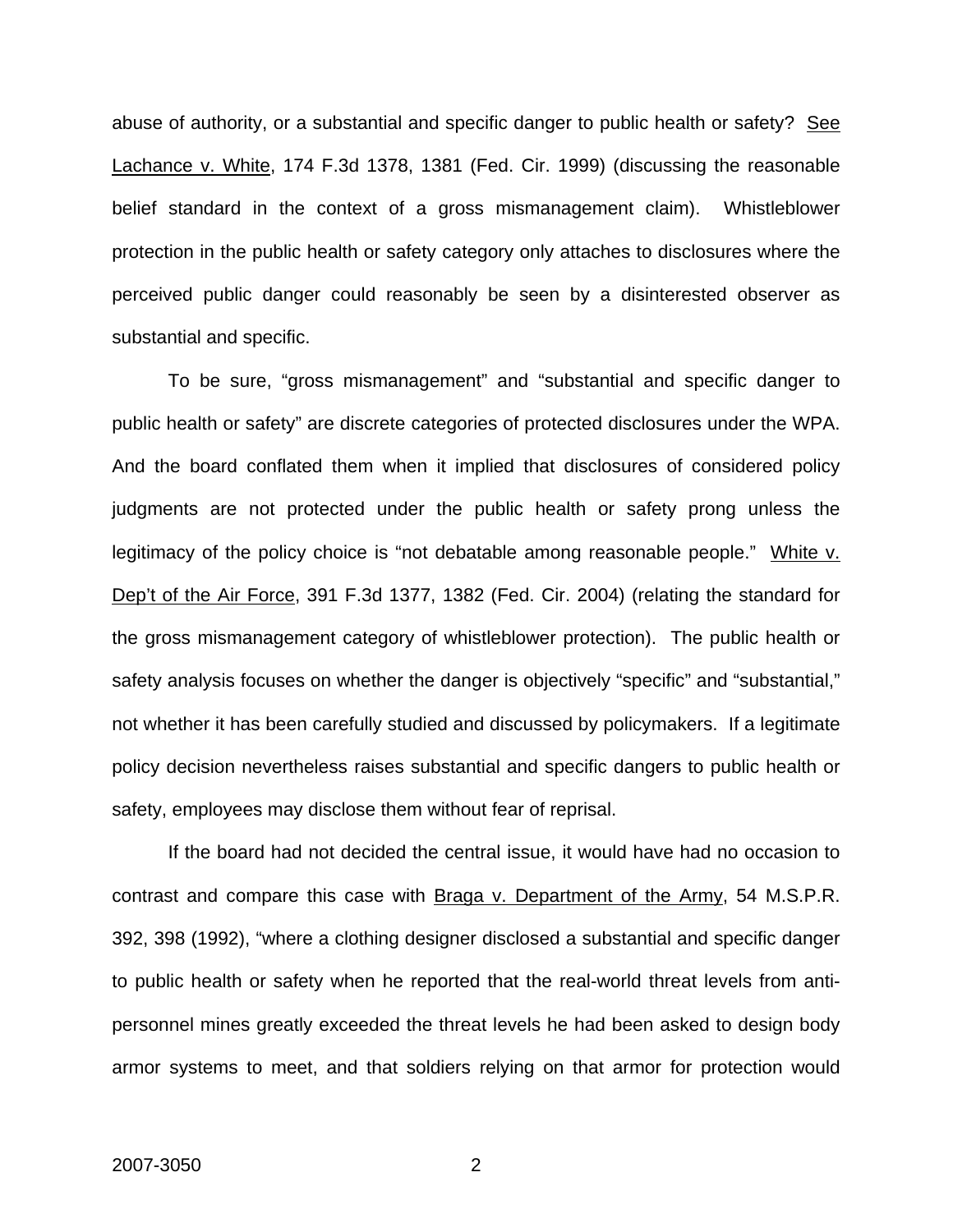abuse of authority, or a substantial and specific danger to public health or safety? See Lachance v. White, 174 F.3d 1378, 1381 (Fed. Cir. 1999) (discussing the reasonable belief standard in the context of a gross mismanagement claim). Whistleblower protection in the public health or safety category only attaches to disclosures where the perceived public danger could reasonably be seen by a disinterested observer as substantial and specific.

To be sure, "gross mismanagement" and "substantial and specific danger to public health or safety" are discrete categories of protected disclosures under the WPA. And the board conflated them when it implied that disclosures of considered policy judgments are not protected under the public health or safety prong unless the legitimacy of the policy choice is "not debatable among reasonable people." White v. Dep't of the Air Force, 391 F.3d 1377, 1382 (Fed. Cir. 2004) (relating the standard for the gross mismanagement category of whistleblower protection). The public health or safety analysis focuses on whether the danger is objectively "specific" and "substantial," not whether it has been carefully studied and discussed by policymakers. If a legitimate policy decision nevertheless raises substantial and specific dangers to public health or safety, employees may disclose them without fear of reprisal.

If the board had not decided the central issue, it would have had no occasion to contrast and compare this case with Braga v. Department of the Army, 54 M.S.P.R. 392, 398 (1992), "where a clothing designer disclosed a substantial and specific danger to public health or safety when he reported that the real-world threat levels from anti-personnel mines greatly exceeded the threat levels he had been asked to design body armor systems to meet, and that soldiers relying on that armor for protection would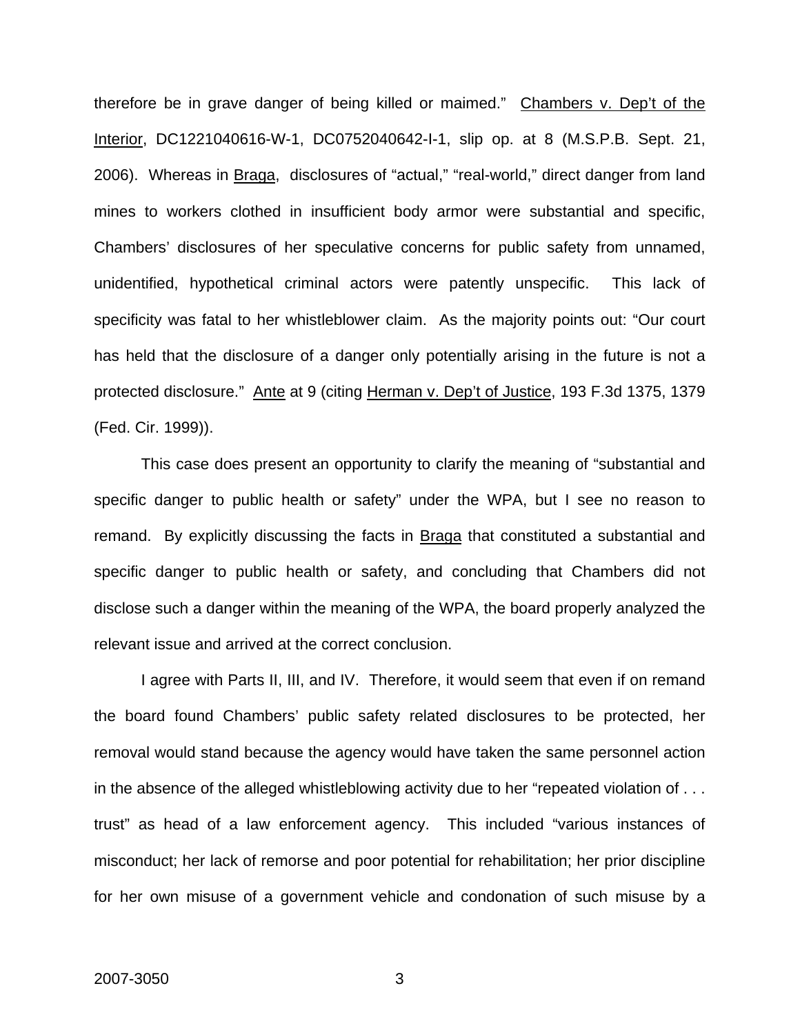therefore be in grave danger of being killed or maimed." Chambers v. Dep't of the Interior, DC1221040616-W-1, DC0752040642-I-1, slip op. at 8 (M.S.P.B. Sept. 21, 2006). Whereas in Braga, disclosures of "actual," "real-world," direct danger from land mines to workers clothed in insufficient body armor were substantial and specific, Chambers' disclosures of her speculative concerns for public safety from unnamed, unidentified, hypothetical criminal actors were patently unspecific. This lack of specificity was fatal to her whistleblower claim. As the majority points out: "Our court has held that the disclosure of a danger only potentially arising in the future is not a protected disclosure." Ante at 9 (citing Herman v. Dep't of Justice, 193 F.3d 1375, 1379 (Fed. Cir. 1999)).

This case does present an opportunity to clarify the meaning of "substantial and specific danger to public health or safety" under the WPA, but I see no reason to remand. By explicitly discussing the facts in Braga that constituted a substantial and specific danger to public health or safety, and concluding that Chambers did not disclose such a danger within the meaning of the WPA, the board properly analyzed the relevant issue and arrived at the correct conclusion.

I agree with Parts II, III, and IV. Therefore, it would seem that even if on remand the board found Chambers' public safety related disclosures to be protected, her removal would stand because the agency would have taken the same personnel action in the absence of the alleged whistleblowing activity due to her "repeated violation of . . . trust" as head of a law enforcement agency. This included "various instances of misconduct; her lack of remorse and poor potential for rehabilitation; her prior discipline for her own misuse of a government vehicle and condonation of such misuse by a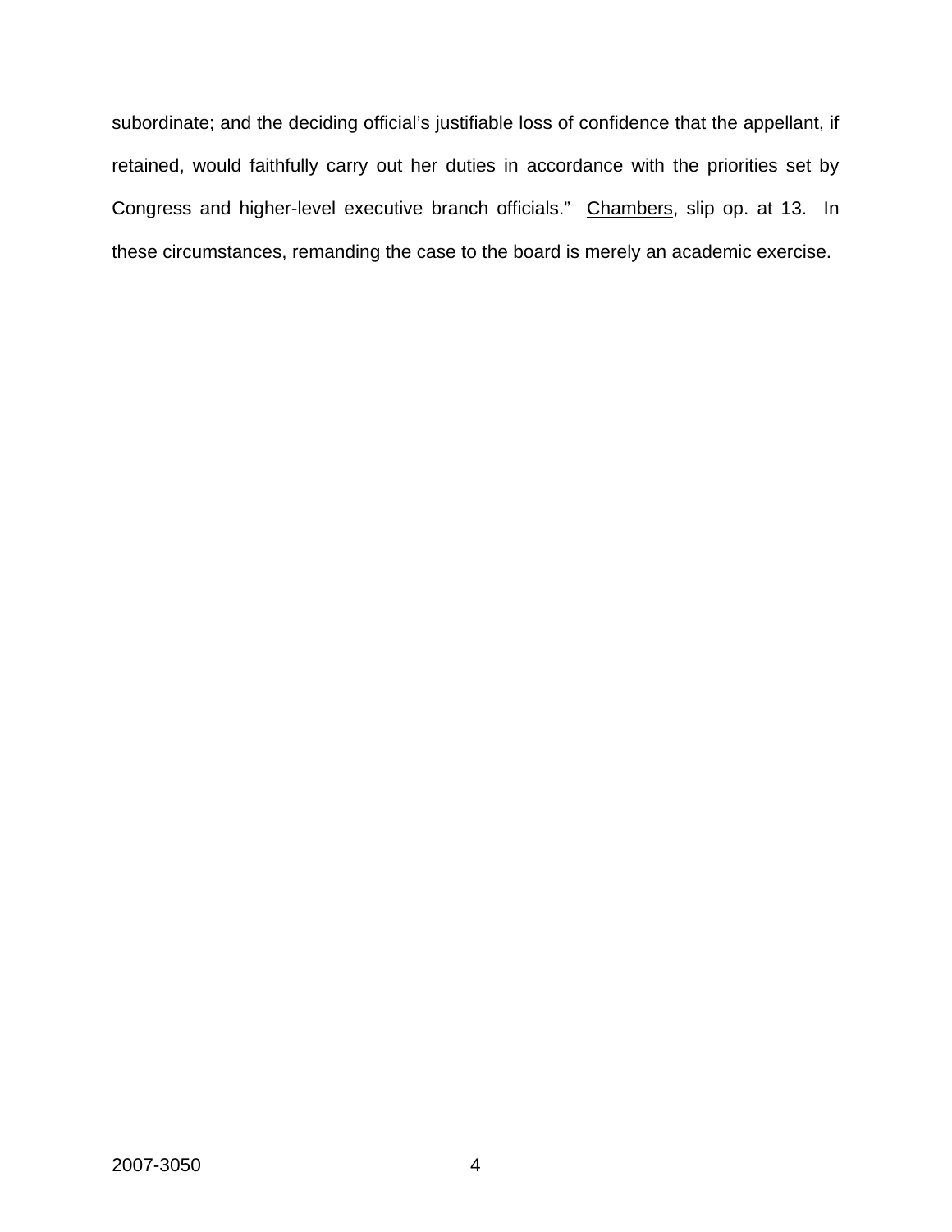subordinate; and the deciding official's justifiable loss of confidence that the appellant, if retained, would faithfully carry out her duties in accordance with the priorities set by Congress and higher-level executive branch officials." Chambers, slip op. at 13. In these circumstances, remanding the case to the board is merely an academic exercise.